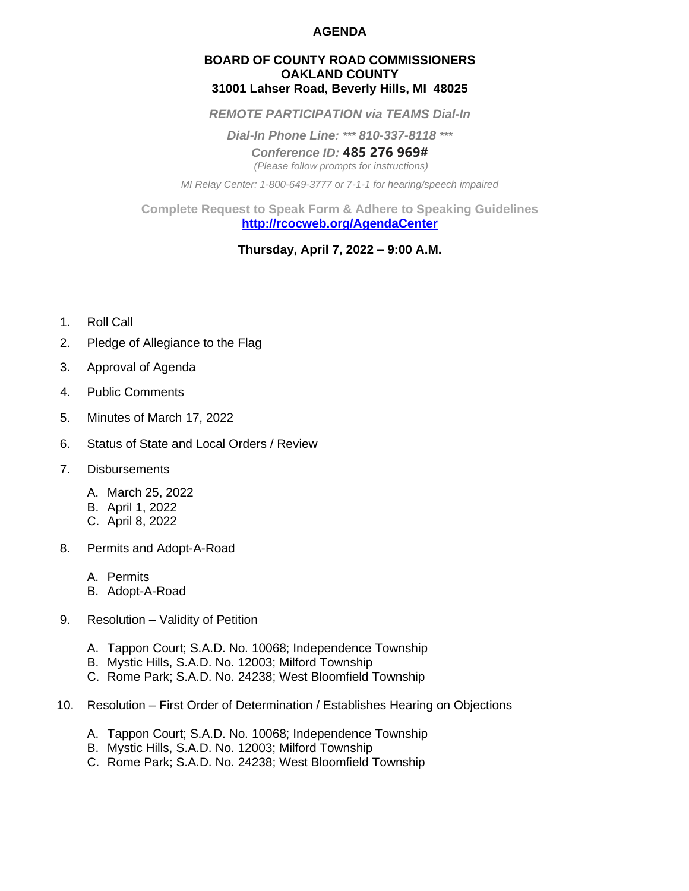# AGENDA

## BOARD OF COUNTY ROAD COMMISSIONERS
## OAKLAND COUNTY
## 31001 Lahser Road, Beverly Hills, MI 48025

***REMOTE PARTICIPATION via TEAMS Dial-In***

***Dial-In Phone Line: *** 810-337-8118 ****

***Conference ID:* 485 276 969#**

*(Please follow prompts for instructions)*

*MI Relay Center: 1-800-649-3777 or 7-1-1 for hearing/speech impaired*

**Complete Request to Speak Form & Adhere to Speaking Guidelines**
**[http://rcocweb.org/AgendaCenter](http://rcocweb.org/AgendaCenter)**

**Thursday, April 7, 2022 – 9:00 A.M.**

1. Roll Call
2. Pledge of Allegiance to the Flag
3. Approval of Agenda
4. Public Comments
5. Minutes of March 17, 2022
6. Status of State and Local Orders / Review
7. Disbursements

   A. March 25, 2022
   B. April 1, 2022
   C. April 8, 2022

8. Permits and Adopt-A-Road

   A. Permits
   B. Adopt-A-Road

9. Resolution – Validity of Petition

   A. Tappon Court; S.A.D. No. 10068; Independence Township
   B. Mystic Hills, S.A.D. No. 12003; Milford Township
   C. Rome Park; S.A.D. No. 24238; West Bloomfield Township

10. Resolution – First Order of Determination / Establishes Hearing on Objections

    A. Tappon Court; S.A.D. No. 10068; Independence Township
    B. Mystic Hills, S.A.D. No. 12003; Milford Township
    C. Rome Park; S.A.D. No. 24238; West Bloomfield Township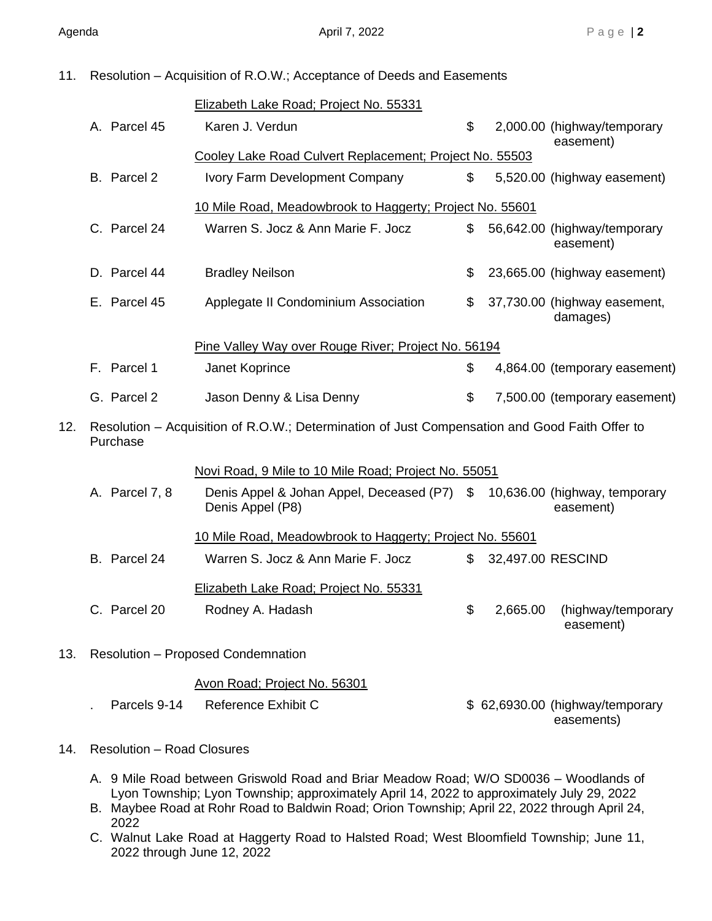11. Resolution – Acquisition of R.O.W.; Acceptance of Deeds and Easements

| | | | |
|---|---|---|---|
| | Elizabeth Lake Road; Project No. 55331 | | |
| A. Parcel 45 | Karen J. Verdun | $ 2,000.00 | (highway/temporary easement) |
| | Cooley Lake Road Culvert Replacement; Project No. 55503 | | |
| B. Parcel 2 | Ivory Farm Development Company | $ 5,520.00 | (highway easement) |
| | 10 Mile Road, Meadowbrook to Haggerty; Project No. 55601 | | |
| C. Parcel 24 | Warren S. Jocz & Ann Marie F. Jocz | $ 56,642.00 | (highway/temporary easement) |
| D. Parcel 44 | Bradley Neilson | $ 23,665.00 | (highway easement) |
| E. Parcel 45 | Applegate II Condominium Association | $ 37,730.00 | (highway easement, damages) |
| | Pine Valley Way over Rouge River; Project No. 56194 | | |
| F. Parcel 1 | Janet Koprince | $ 4,864.00 | (temporary easement) |
| G. Parcel 2 | Jason Denny & Lisa Denny | $ 7,500.00 | (temporary easement) |

12. Resolution – Acquisition of R.O.W.; Determination of Just Compensation and Good Faith Offer to Purchase

| | | | |
|---|---|---|---|
| | Novi Road, 9 Mile to 10 Mile Road; Project No. 55051 | | |
| A. Parcel 7, 8 | Denis Appel & Johan Appel, Deceased (P7) Denis Appel (P8) | $ 10,636.00 | (highway, temporary easement) |
| | 10 Mile Road, Meadowbrook to Haggerty; Project No. 55601 | | |
| B. Parcel 24 | Warren S. Jocz & Ann Marie F. Jocz | $ 32,497.00 | RESCIND |
| | Elizabeth Lake Road; Project No. 55331 | | |
| C. Parcel 20 | Rodney A. Hadash | $ 2,665.00 | (highway/temporary easement) |

13. Resolution – Proposed Condemnation

| | | | |
|---|---|---|---|
| | Avon Road; Project No. 56301 | | |
| . Parcels 9-14 | Reference Exhibit C | $ 62,6930.00 | (highway/temporary easements) |

14. Resolution – Road Closures

A. 9 Mile Road between Griswold Road and Briar Meadow Road; W/O SD0036 – Woodlands of Lyon Township; Lyon Township; approximately April 14, 2022 to approximately July 29, 2022
B. Maybee Road at Rohr Road to Baldwin Road; Orion Township; April 22, 2022 through April 24, 2022
C. Walnut Lake Road at Haggerty Road to Halsted Road; West Bloomfield Township; June 11, 2022 through June 12, 2022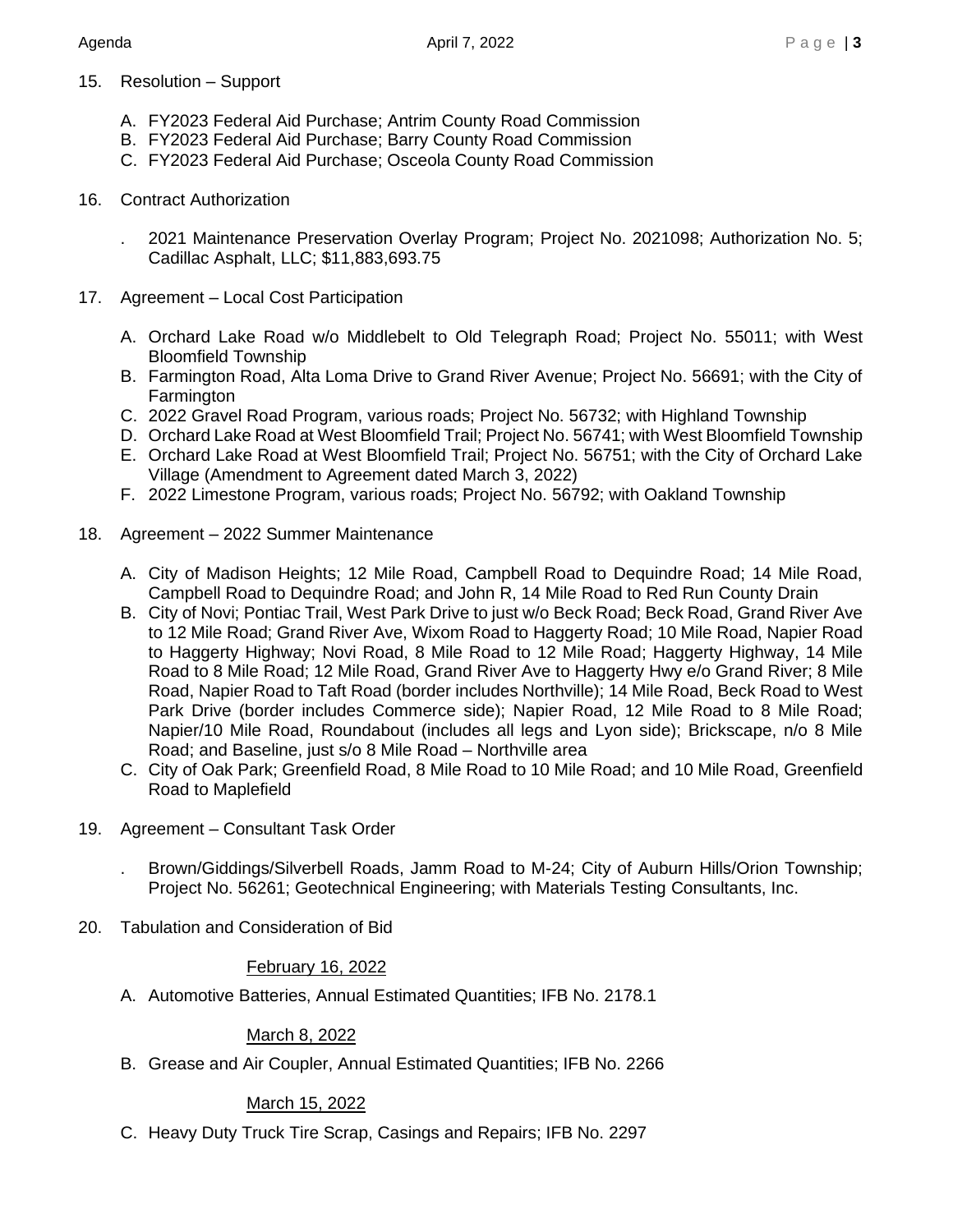15. Resolution – Support

    A. FY2023 Federal Aid Purchase; Antrim County Road Commission
    B. FY2023 Federal Aid Purchase; Barry County Road Commission
    C. FY2023 Federal Aid Purchase; Osceola County Road Commission

16. Contract Authorization

    . 2021 Maintenance Preservation Overlay Program; Project No. 2021098; Authorization No. 5; Cadillac Asphalt, LLC; $11,883,693.75

17. Agreement – Local Cost Participation

    A. Orchard Lake Road w/o Middlebelt to Old Telegraph Road; Project No. 55011; with West Bloomfield Township
    B. Farmington Road, Alta Loma Drive to Grand River Avenue; Project No. 56691; with the City of Farmington
    C. 2022 Gravel Road Program, various roads; Project No. 56732; with Highland Township
    D. Orchard Lake Road at West Bloomfield Trail; Project No. 56741; with West Bloomfield Township
    E. Orchard Lake Road at West Bloomfield Trail; Project No. 56751; with the City of Orchard Lake Village (Amendment to Agreement dated March 3, 2022)
    F. 2022 Limestone Program, various roads; Project No. 56792; with Oakland Township

18. Agreement – 2022 Summer Maintenance

    A. City of Madison Heights; 12 Mile Road, Campbell Road to Dequindre Road; 14 Mile Road, Campbell Road to Dequindre Road; and John R, 14 Mile Road to Red Run County Drain
    B. City of Novi; Pontiac Trail, West Park Drive to just w/o Beck Road; Beck Road, Grand River Ave to 12 Mile Road; Grand River Ave, Wixom Road to Haggerty Road; 10 Mile Road, Napier Road to Haggerty Highway; Novi Road, 8 Mile Road to 12 Mile Road; Haggerty Highway, 14 Mile Road to 8 Mile Road; 12 Mile Road, Grand River Ave to Haggerty Hwy e/o Grand River; 8 Mile Road, Napier Road to Taft Road (border includes Northville); 14 Mile Road, Beck Road to West Park Drive (border includes Commerce side); Napier Road, 12 Mile Road to 8 Mile Road; Napier/10 Mile Road, Roundabout (includes all legs and Lyon side); Brickscape, n/o 8 Mile Road; and Baseline, just s/o 8 Mile Road – Northville area
    C. City of Oak Park; Greenfield Road, 8 Mile Road to 10 Mile Road; and 10 Mile Road, Greenfield Road to Maplefield

19. Agreement – Consultant Task Order

    . Brown/Giddings/Silverbell Roads, Jamm Road to M-24; City of Auburn Hills/Orion Township; Project No. 56261; Geotechnical Engineering; with Materials Testing Consultants, Inc.

20. Tabulation and Consideration of Bid

    February 16, 2022

    A. Automotive Batteries, Annual Estimated Quantities; IFB No. 2178.1

    March 8, 2022

    B. Grease and Air Coupler, Annual Estimated Quantities; IFB No. 2266

    March 15, 2022

    C. Heavy Duty Truck Tire Scrap, Casings and Repairs; IFB No. 2297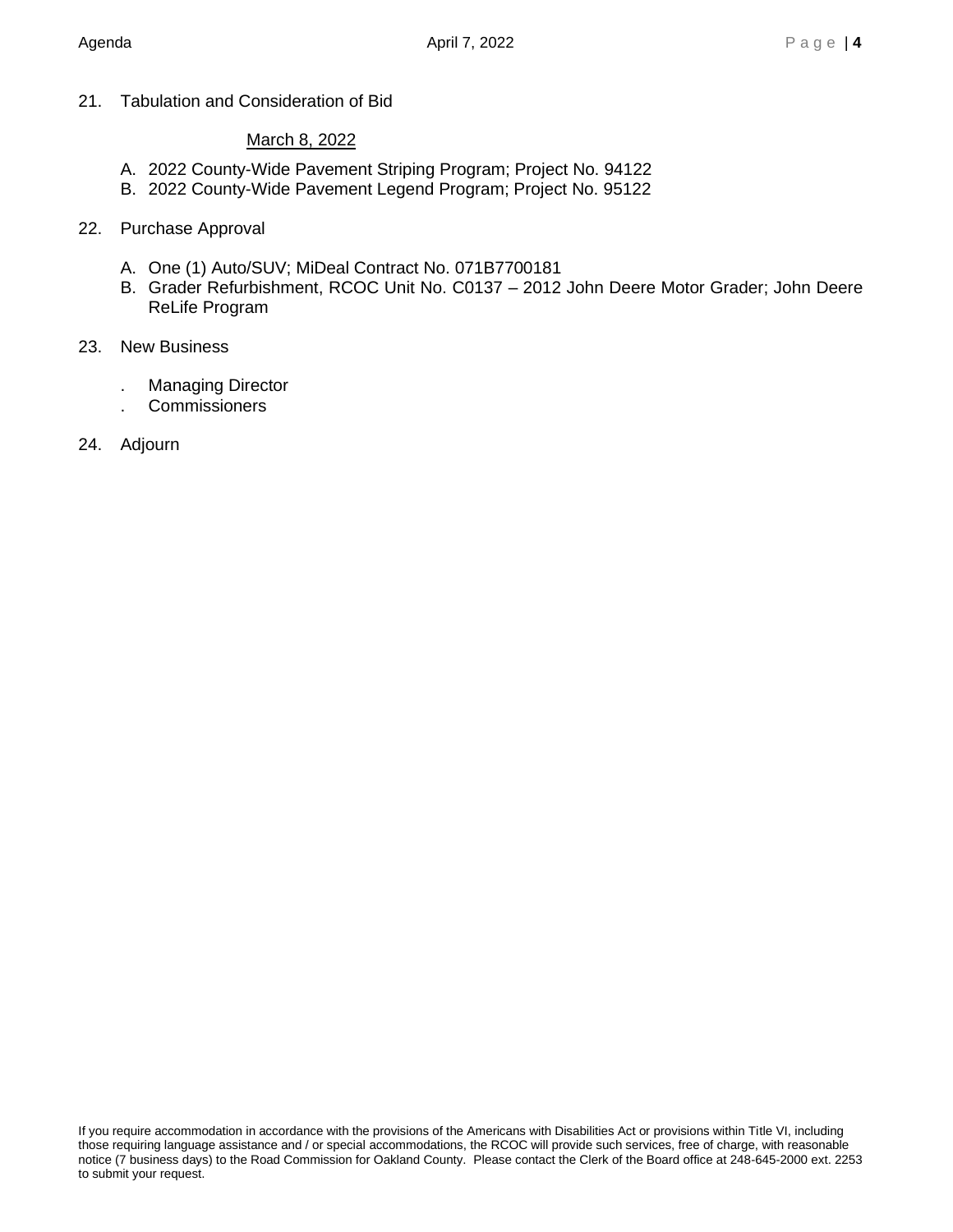21. Tabulation and Consideration of Bid

    March 8, 2022

    A. 2022 County-Wide Pavement Striping Program; Project No. 94122
    B. 2022 County-Wide Pavement Legend Program; Project No. 95122

22. Purchase Approval

    A. One (1) Auto/SUV; MiDeal Contract No. 071B7700181
    B. Grader Refurbishment, RCOC Unit No. C0137 – 2012 John Deere Motor Grader; John Deere ReLife Program

23. New Business

    . Managing Director
    . Commissioners

24. Adjourn

If you require accommodation in accordance with the provisions of the Americans with Disabilities Act or provisions within Title VI, including those requiring language assistance and / or special accommodations, the RCOC will provide such services, free of charge, with reasonable notice (7 business days) to the Road Commission for Oakland County. Please contact the Clerk of the Board office at 248-645-2000 ext. 2253 to submit your request.